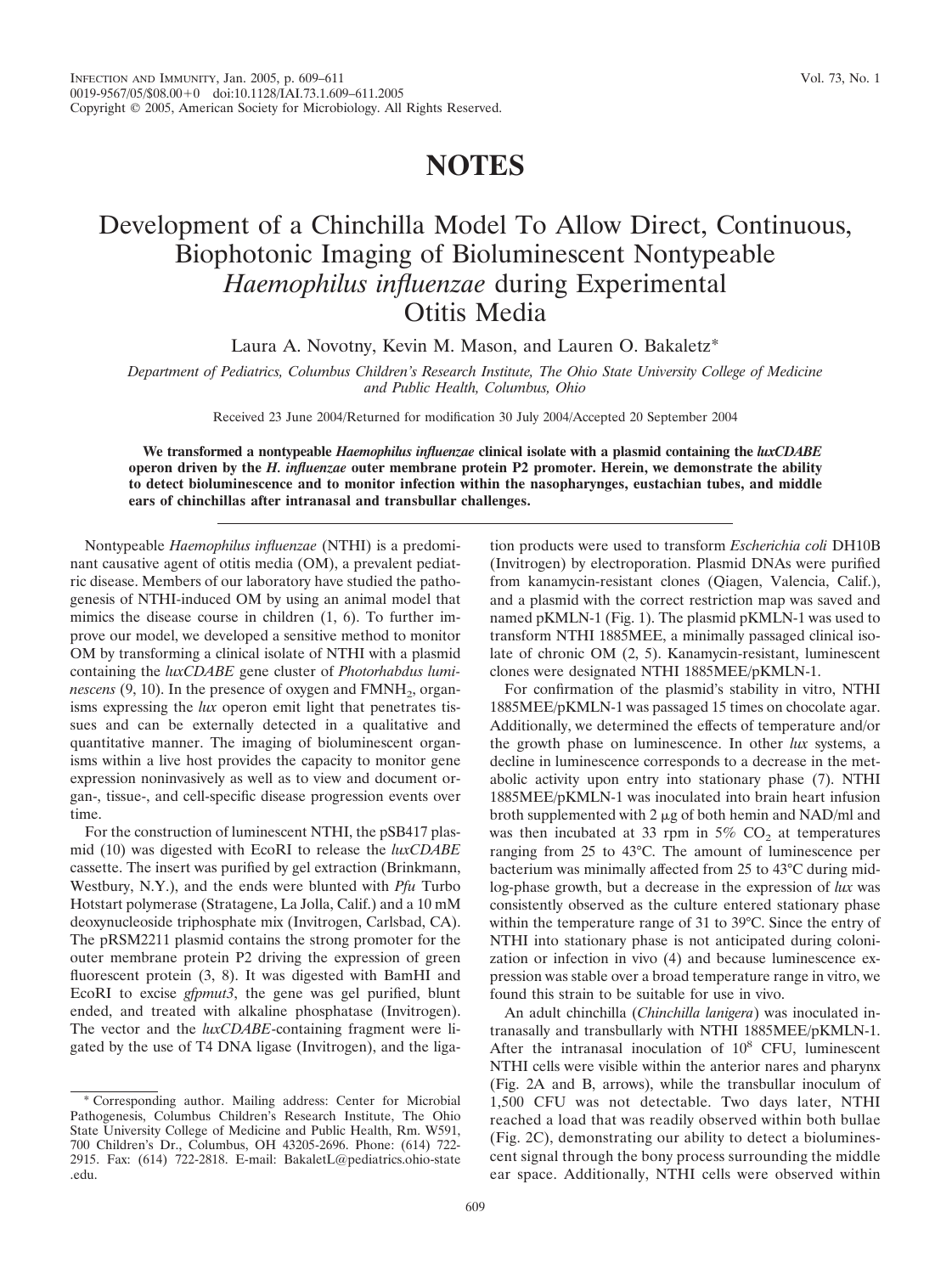# NOTES

# Development of a Chinchilla Model To Allow Direct, Continuous, Biophotonic Imaging of Bioluminescent Nontypeable *Haemophilus influenzae* during Experimental Otitis Media

Laura A. Novotny, Kevin M. Mason, and Lauren O. Bakaletz*

*Department of Pediatrics, Columbus Children's Research Institute, The Ohio State University College of Medicine and Public Health, Columbus, Ohio*

Received 23 June 2004/Returned for modification 30 July 2004/Accepted 20 September 2004

**We transformed a nontypeable *Haemophilus influenzae* clinical isolate with a plasmid containing the *luxCDABE* operon driven by the *H. influenzae* outer membrane protein P2 promoter. Herein, we demonstrate the ability to detect bioluminescence and to monitor infection within the nasopharynges, eustachian tubes, and middle ears of chinchillas after intranasal and transbullar challenges.**

Nontypeable *Haemophilus influenzae* (NTHI) is a predominant causative agent of otitis media (OM), a prevalent pediatric disease. Members of our laboratory have studied the pathogenesis of NTHI-induced OM by using an animal model that mimics the disease course in children (1, 6). To further improve our model, we developed a sensitive method to monitor OM by transforming a clinical isolate of NTHI with a plasmid containing the *luxCDABE* gene cluster of *Photorhabdus luminescens* (9, 10). In the presence of oxygen and $FMNH_2$, organisms expressing the *lux* operon emit light that penetrates tissues and can be externally detected in a qualitative and quantitative manner. The imaging of bioluminescent organisms within a live host provides the capacity to monitor gene expression noninvasively as well as to view and document organ-, tissue-, and cell-specific disease progression events over time.

For the construction of luminescent NTHI, the pSB417 plasmid (10) was digested with EcoRI to release the *luxCDABE* cassette. The insert was purified by gel extraction (Brinkmann, Westbury, N.Y.), and the ends were blunted with *Pfu* Turbo Hotstart polymerase (Stratagene, La Jolla, Calif.) and a 10 mM deoxynucleoside triphosphate mix (Invitrogen, Carlsbad, CA). The pRSM2211 plasmid contains the strong promoter for the outer membrane protein P2 driving the expression of green fluorescent protein (3, 8). It was digested with BamHI and EcoRI to excise *gfpmut3*, the gene was gel purified, blunt ended, and treated with alkaline phosphatase (Invitrogen). The vector and the *luxCDABE*-containing fragment were ligated by the use of T4 DNA ligase (Invitrogen), and the ligation products were used to transform *Escherichia coli* DH10B (Invitrogen) by electroporation. Plasmid DNAs were purified from kanamycin-resistant clones (Qiagen, Valencia, Calif.), and a plasmid with the correct restriction map was saved and named pKMLN-1 (Fig. 1). The plasmid pKMLN-1 was used to transform NTHI 1885MEE, a minimally passaged clinical isolate of chronic OM (2, 5). Kanamycin-resistant, luminescent clones were designated NTHI 1885MEE/pKMLN-1.

For confirmation of the plasmid's stability in vitro, NTHI 1885MEE/pKMLN-1 was passaged 15 times on chocolate agar. Additionally, we determined the effects of temperature and/or the growth phase on luminescence. In other *lux* systems, a decline in luminescence corresponds to a decrease in the metabolic activity upon entry into stationary phase (7). NTHI 1885MEE/pKMLN-1 was inoculated into brain heart infusion broth supplemented with 2 μg of both hemin and NAD/ml and was then incubated at 33 rpm in 5% $CO_2$ at temperatures ranging from 25 to 43°C. The amount of luminescence per bacterium was minimally affected from 25 to 43°C during mid-log-phase growth, but a decrease in the expression of *lux* was consistently observed as the culture entered stationary phase within the temperature range of 31 to 39°C. Since the entry of NTHI into stationary phase is not anticipated during colonization or infection in vivo (4) and because luminescence expression was stable over a broad temperature range in vitro, we found this strain to be suitable for use in vivo.

An adult chinchilla (*Chinchilla lanigera*) was inoculated intranasally and transbullarly with NTHI 1885MEE/pKMLN-1. After the intranasal inoculation of $10^8$ CFU, luminescent NTHI cells were visible within the anterior nares and pharynx (Fig. 2A and B, arrows), while the transbullar inoculum of 1,500 CFU was not detectable. Two days later, NTHI reached a load that was readily observed within both bullae (Fig. 2C), demonstrating our ability to detect a bioluminescent signal through the bony process surrounding the middle ear space. Additionally, NTHI cells were observed within

\* Corresponding author. Mailing address: Center for Microbial Pathogenesis, Columbus Children's Research Institute, The Ohio State University College of Medicine and Public Health, Rm. W591, 700 Children's Dr., Columbus, OH 43205-2696. Phone: (614) 722-2915. Fax: (614) 722-2818. E-mail: BakaletL@pediatrics.ohio-state.edu.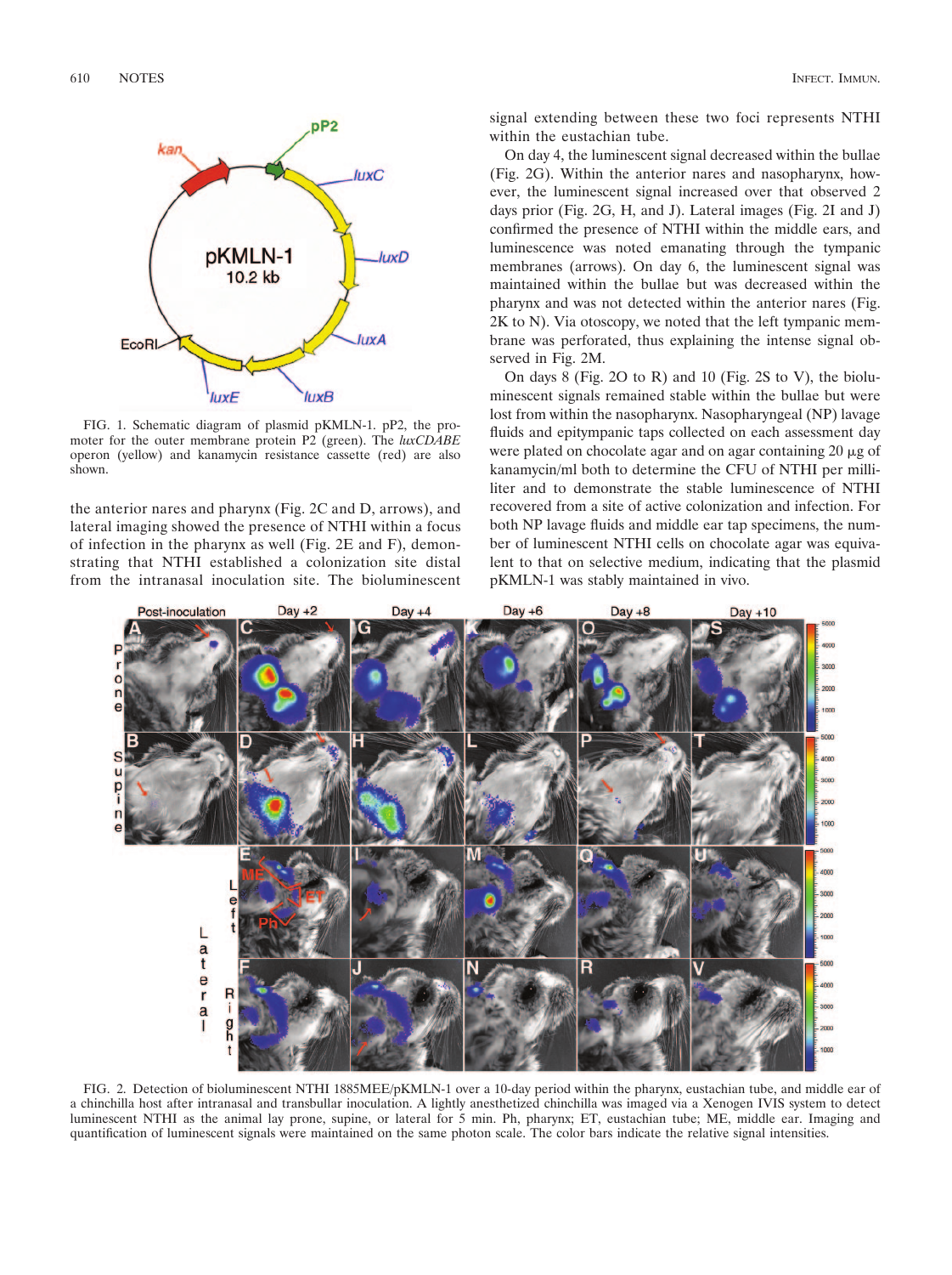FIG. 1. Schematic diagram of plasmid pKMLN-1. pP2, the promoter for the outer membrane protein P2 (green). The *luxCDABE* operon (yellow) and kanamycin resistance cassette (red) are also shown.

the anterior nares and pharynx (Fig. 2C and D, arrows), and lateral imaging showed the presence of NTHI within a focus of infection in the pharynx as well (Fig. 2E and F), demonstrating that NTHI established a colonization site distal from the intranasal inoculation site. The bioluminescent signal extending between these two foci represents NTHI within the eustachian tube.

On day 4, the luminescent signal decreased within the bullae (Fig. 2G). Within the anterior nares and nasopharynx, however, the luminescent signal increased over that observed 2 days prior (Fig. 2G, H, and J). Lateral images (Fig. 2I and J) confirmed the presence of NTHI within the middle ears, and luminescence was noted emanating through the tympanic membranes (arrows). On day 6, the luminescent signal was maintained within the bullae but was decreased within the pharynx and was not detected within the anterior nares (Fig. 2K to N). Via otoscopy, we noted that the left tympanic membrane was perforated, thus explaining the intense signal observed in Fig. 2M.

On days 8 (Fig. 2O to R) and 10 (Fig. 2S to V), the bioluminescent signals remained stable within the bullae but were lost from within the nasopharynx. Nasopharyngeal (NP) lavage fluids and epitympanic taps collected on each assessment day were plated on chocolate agar and on agar containing 20 μg of kanamycin/ml both to determine the CFU of NTHI per milliliter and to demonstrate the stable luminescence of NTHI recovered from a site of active colonization and infection. For both NP lavage fluids and middle ear tap specimens, the number of luminescent NTHI cells on chocolate agar was equivalent to that on selective medium, indicating that the plasmid pKMLN-1 was stably maintained in vivo.

FIG. 2. Detection of bioluminescent NTHI 1885MEE/pKMLN-1 over a 10-day period within the pharynx, eustachian tube, and middle ear of a chinchilla host after intranasal and transbullar inoculation. A lightly anesthetized chinchilla was imaged via a Xenogen IVIS system to detect luminescent NTHI as the animal lay prone, supine, or lateral for 5 min. Ph, pharynx; ET, eustachian tube; ME, middle ear. Imaging and quantification of luminescent signals were maintained on the same photon scale. The color bars indicate the relative signal intensities.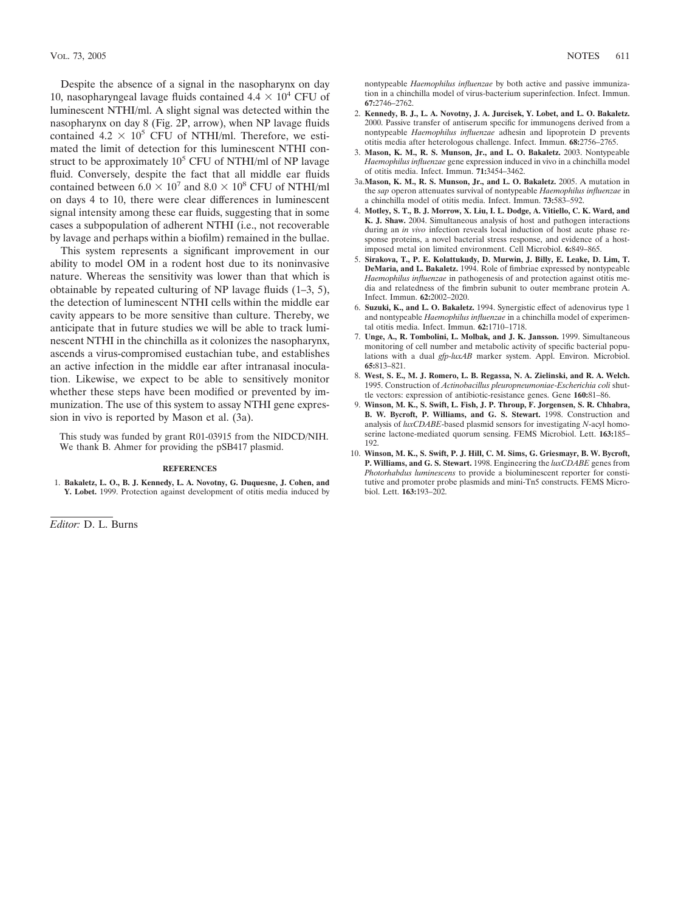Despite the absence of a signal in the nasopharynx on day 10, nasopharyngeal lavage fluids contained $4.4 \times 10^4$ CFU of luminescent NTHI/ml. A slight signal was detected within the nasopharynx on day 8 (Fig. 2P, arrow), when NP lavage fluids contained $4.2 \times 10^5$ CFU of NTHI/ml. Therefore, we estimated the limit of detection for this luminescent NTHI construct to be approximately $10^5$ CFU of NTHI/ml of NP lavage fluid. Conversely, despite the fact that all middle ear fluids contained between $6.0 \times 10^7$ and $8.0 \times 10^8$ CFU of NTHI/ml on days 4 to 10, there were clear differences in luminescent signal intensity among these ear fluids, suggesting that in some cases a subpopulation of adherent NTHI (i.e., not recoverable by lavage and perhaps within a biofilm) remained in the bullae.

This system represents a significant improvement in our ability to model OM in a rodent host due to its noninvasive nature. Whereas the sensitivity was lower than that which is obtainable by repeated culturing of NP lavage fluids (1–3, 5), the detection of luminescent NTHI cells within the middle ear cavity appears to be more sensitive than culture. Thereby, we anticipate that in future studies we will be able to track luminescent NTHI in the chinchilla as it colonizes the nasopharynx, ascends a virus-compromised eustachian tube, and establishes an active infection in the middle ear after intranasal inoculation. Likewise, we expect to be able to sensitively monitor whether these steps have been modified or prevented by immunization. The use of this system to assay NTHI gene expression in vivo is reported by Mason et al. (3a).

This study was funded by grant R01-03915 from the NIDCD/NIH. We thank B. Ahmer for providing the pSB417 plasmid.

## REFERENCES

1. **Bakaletz, L. O., B. J. Kennedy, L. A. Novotny, G. Duquesne, J. Cohen, and Y. Lobet.** 1999. Protection against development of otitis media induced by nontypeable *Haemophilus influenzae* by both active and passive immunization in a chinchilla model of virus-bacterium superinfection. Infect. Immun. **67:**2746–2762.
2. **Kennedy, B. J., L. A. Novotny, J. A. Jurcisek, Y. Lobet, and L. O. Bakaletz.** 2000. Passive transfer of antiserum specific for immunogens derived from a nontypeable *Haemophilus influenzae* adhesin and lipoprotein D prevents otitis media after heterologous challenge. Infect. Immun. **68:**2756–2765.
3. **Mason, K. M., R. S. Munson, Jr., and L. O. Bakaletz.** 2003. Nontypeable *Haemophilus influenzae* gene expression induced in vivo in a chinchilla model of otitis media. Infect. Immun. **71:**3454–3462.

3a. **Mason, K. M., R. S. Munson, Jr., and L. O. Bakaletz.** 2005. A mutation in the *sap* operon attenuates survival of nontypeable *Haemophilus influenzae* in a chinchilla model of otitis media. Infect. Immun. **73:**583–592.

4. **Motley, S. T., B. J. Morrow, X. Liu, I. L. Dodge, A. Vitiello, C. K. Ward, and K. J. Shaw.** 2004. Simultaneous analysis of host and pathogen interactions during an *in vivo* infection reveals local induction of host acute phase response proteins, a novel bacterial stress response, and evidence of a host-imposed metal ion limited environment. Cell Microbiol. **6:**849–865.
5. **Sirakova, T., P. E. Kolattukudy, D. Murwin, J. Billy, E. Leake, D. Lim, T. DeMaria, and L. Bakaletz.** 1994. Role of fimbriae expressed by nontypeable *Haemophilus influenzae* in pathogenesis of and protection against otitis media and relatedness of the fimbrin subunit to outer membrane protein A. Infect. Immun. **62:**2002–2020.
6. **Suzuki, K., and L. O. Bakaletz.** 1994. Synergistic effect of adenovirus type 1 and nontypeable *Haemophilus influenzae* in a chinchilla model of experimental otitis media. Infect. Immun. **62:**1710–1718.
7. **Unge, A., R. Tombolini, L. Molbak, and J. K. Jansson.** 1999. Simultaneous monitoring of cell number and metabolic activity of specific bacterial populations with a dual *gfp-luxAB* marker system. Appl. Environ. Microbiol. **65:**813–821.
8. **West, S. E., M. J. Romero, L. B. Regassa, N. A. Zielinski, and R. A. Welch.** 1995. Construction of *Actinobacillus pleuropneumoniae-Escherichia coli* shuttle vectors: expression of antibiotic-resistance genes. Gene **160:**81–86.
9. **Winson, M. K., S. Swift, L. Fish, J. P. Throup, F. Jorgensen, S. R. Chhabra, B. W. Bycroft, P. Williams, and G. S. Stewart.** 1998. Construction and analysis of *luxCDABE*-based plasmid sensors for investigating *N*-acyl homoserine lactone-mediated quorum sensing. FEMS Microbiol. Lett. **163:**185–192.
10. **Winson, M. K., S. Swift, P. J. Hill, C. M. Sims, G. Griesmayr, B. W. Bycroft, P. Williams, and G. S. Stewart.** 1998. Engineering the *luxCDABE* genes from *Photorhabdus luminescens* to provide a bioluminescent reporter for constitutive and promoter probe plasmids and mini-Tn5 constructs. FEMS Microbiol. Lett. **163:**193–202.

*Editor:* D. L. Burns